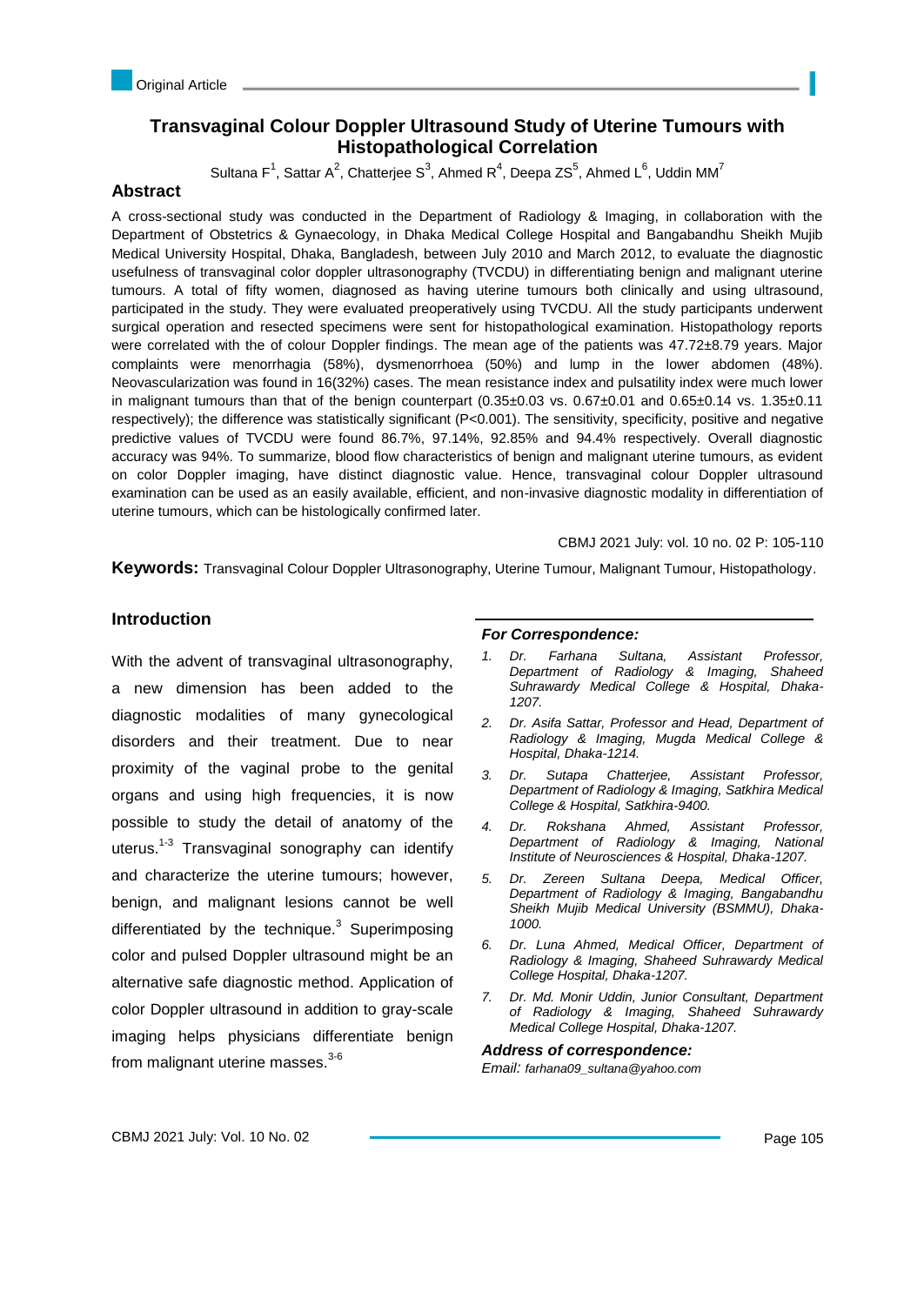Original Article

# Transvaginal Colour Doppler Ultrasound Study of Uterine Tumours with Histopathological Correlation

Sultana F[1], Sattar A[2], Chatterjee S[3], Ahmed R[4], Deepa ZS[5], Ahmed L[6], Uddin MM[7]

## Abstract

A cross-sectional study was conducted in the Department of Radiology & Imaging, in collaboration with the Department of Obstetrics & Gynaecology, in Dhaka Medical College Hospital and Bangabandhu Sheikh Mujib Medical University Hospital, Dhaka, Bangladesh, between July 2010 and March 2012, to evaluate the diagnostic usefulness of transvaginal color doppler ultrasonography (TVCDU) in differentiating benign and malignant uterine tumours. A total of fifty women, diagnosed as having uterine tumours both clinically and using ultrasound, participated in the study. They were evaluated preoperatively using TVCDU. All the study participants underwent surgical operation and resected specimens were sent for histopathological examination. Histopathology reports were correlated with the of colour Doppler findings. The mean age of the patients was 47.72±8.79 years. Major complaints were menorrhagia (58%), dysmenorrhoea (50%) and lump in the lower abdomen (48%). Neovascularization was found in 16(32%) cases. The mean resistance index and pulsatility index were much lower in malignant tumours than that of the benign counterpart (0.35±0.03 vs. 0.67±0.01 and 0.65±0.14 vs. 1.35±0.11 respectively); the difference was statistically significant (P<0.001). The sensitivity, specificity, positive and negative predictive values of TVCDU were found 86.7%, 97.14%, 92.85% and 94.4% respectively. Overall diagnostic accuracy was 94%. To summarize, blood flow characteristics of benign and malignant uterine tumours, as evident on color Doppler imaging, have distinct diagnostic value. Hence, transvaginal colour Doppler ultrasound examination can be used as an easily available, efficient, and non-invasive diagnostic modality in differentiation of uterine tumours, which can be histologically confirmed later.

CBMJ 2021 July: vol. 10 no. 02 P: 105-110

**Keywords:** Transvaginal Colour Doppler Ultrasonography, Uterine Tumour, Malignant Tumour, Histopathology.

## Introduction

With the advent of transvaginal ultrasonography, a new dimension has been added to the diagnostic modalities of many gynecological disorders and their treatment. Due to near proximity of the vaginal probe to the genital organs and using high frequencies, it is now possible to study the detail of anatomy of the uterus.[1-3] Transvaginal sonography can identify and characterize the uterine tumours; however, benign, and malignant lesions cannot be well differentiated by the technique.[3] Superimposing color and pulsed Doppler ultrasound might be an alternative safe diagnostic method. Application of color Doppler ultrasound in addition to gray-scale imaging helps physicians differentiate benign from malignant uterine masses.[3-6]

***For Correspondence:***

1. *Dr. Farhana Sultana, Assistant Professor, Department of Radiology & Imaging, Shaheed Suhrawardy Medical College & Hospital, Dhaka-1207.*
2. *Dr. Asifa Sattar, Professor and Head, Department of Radiology & Imaging, Mugda Medical College & Hospital, Dhaka-1214.*
3. *Dr. Sutapa Chatterjee, Assistant Professor, Department of Radiology & Imaging, Satkhira Medical College & Hospital, Satkhira-9400.*
4. *Dr. Rokshana Ahmed, Assistant Professor, Department of Radiology & Imaging, National Institute of Neurosciences & Hospital, Dhaka-1207.*
5. *Dr. Zereen Sultana Deepa, Medical Officer, Department of Radiology & Imaging, Bangabandhu Sheikh Mujib Medical University (BSMMU), Dhaka-1000.*
6. *Dr. Luna Ahmed, Medical Officer, Department of Radiology & Imaging, Shaheed Suhrawardy Medical College Hospital, Dhaka-1207.*
7. *Dr. Md. Monir Uddin, Junior Consultant, Department of Radiology & Imaging, Shaheed Suhrawardy Medical College Hospital, Dhaka-1207.*

***Address of correspondence:***

*Email: farhana09_sultana@yahoo.com*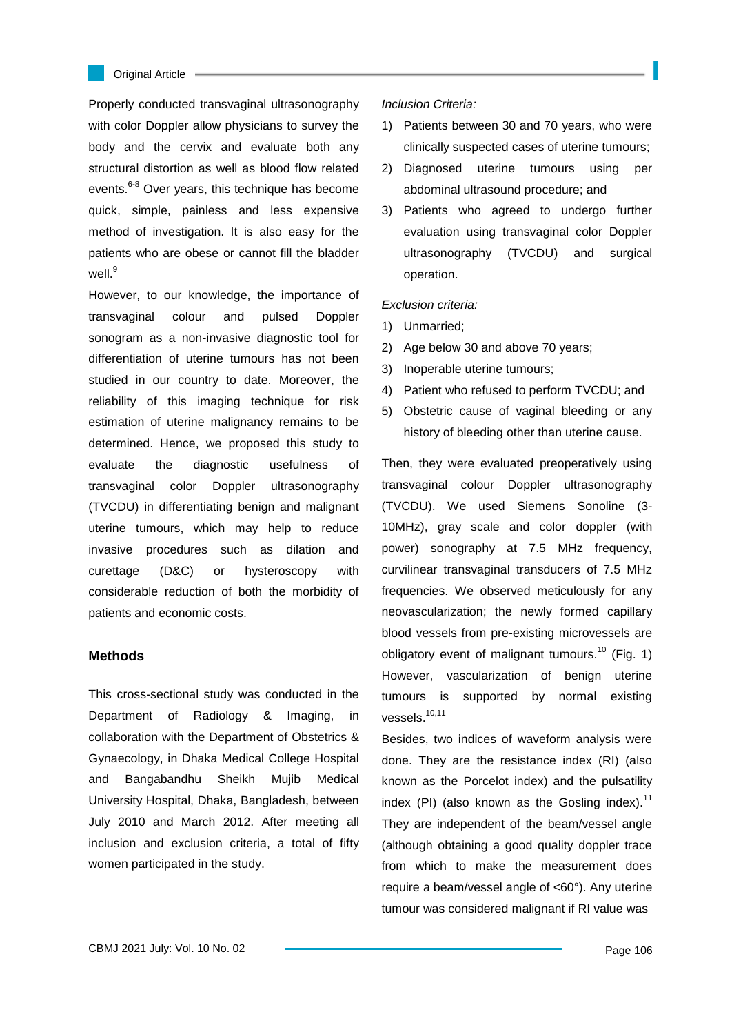Properly conducted transvaginal ultrasonography with color Doppler allow physicians to survey the body and the cervix and evaluate both any structural distortion as well as blood flow related events.[6-8] Over years, this technique has become quick, simple, painless and less expensive method of investigation. It is also easy for the patients who are obese or cannot fill the bladder well.[9]

However, to our knowledge, the importance of transvaginal colour and pulsed Doppler sonogram as a non-invasive diagnostic tool for differentiation of uterine tumours has not been studied in our country to date. Moreover, the reliability of this imaging technique for risk estimation of uterine malignancy remains to be determined. Hence, we proposed this study to evaluate the diagnostic usefulness of transvaginal color Doppler ultrasonography (TVCDU) in differentiating benign and malignant uterine tumours, which may help to reduce invasive procedures such as dilation and curettage (D&C) or hysteroscopy with considerable reduction of both the morbidity of patients and economic costs.

## Methods

This cross-sectional study was conducted in the Department of Radiology & Imaging, in collaboration with the Department of Obstetrics & Gynaecology, in Dhaka Medical College Hospital and Bangabandhu Sheikh Mujib Medical University Hospital, Dhaka, Bangladesh, between July 2010 and March 2012. After meeting all inclusion and exclusion criteria, a total of fifty women participated in the study.

*Inclusion Criteria:*

1) Patients between 30 and 70 years, who were clinically suspected cases of uterine tumours;
2) Diagnosed uterine tumours using per abdominal ultrasound procedure; and
3) Patients who agreed to undergo further evaluation using transvaginal color Doppler ultrasonography (TVCDU) and surgical operation.

*Exclusion criteria:*

1) Unmarried;
2) Age below 30 and above 70 years;
3) Inoperable uterine tumours;
4) Patient who refused to perform TVCDU; and
5) Obstetric cause of vaginal bleeding or any history of bleeding other than uterine cause.

Then, they were evaluated preoperatively using transvaginal colour Doppler ultrasonography (TVCDU). We used Siemens Sonoline (3-10MHz), gray scale and color doppler (with power) sonography at 7.5 MHz frequency, curvilinear transvaginal transducers of 7.5 MHz frequencies. We observed meticulously for any neovascularization; the newly formed capillary blood vessels from pre-existing microvessels are obligatory event of malignant tumours.[10] (Fig. 1) However, vascularization of benign uterine tumours is supported by normal existing vessels.[10,11]

Besides, two indices of waveform analysis were done. They are the resistance index (RI) (also known as the Porcelot index) and the pulsatility index (PI) (also known as the Gosling index).[11] They are independent of the beam/vessel angle (although obtaining a good quality doppler trace from which to make the measurement does require a beam/vessel angle of <60°). Any uterine tumour was considered malignant if RI value was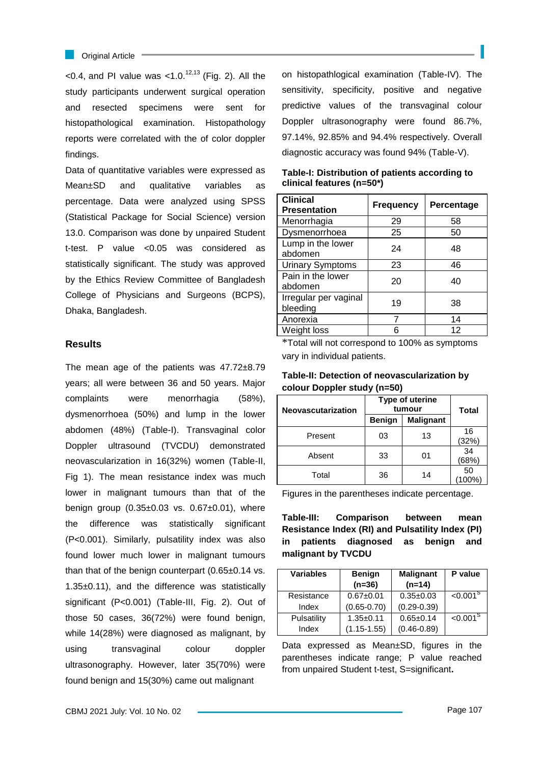<0.4, and PI value was <1.0.[12,13] (Fig. 2). All the study participants underwent surgical operation and resected specimens were sent for histopathological examination. Histopathology reports were correlated with the of color doppler findings.

Data of quantitative variables were expressed as Mean±SD and qualitative variables as percentage. Data were analyzed using SPSS (Statistical Package for Social Science) version 13.0. Comparison was done by unpaired Student t-test. P value <0.05 was considered as statistically significant. The study was approved by the Ethics Review Committee of Bangladesh College of Physicians and Surgeons (BCPS), Dhaka, Bangladesh.

## Results

The mean age of the patients was 47.72±8.79 years; all were between 36 and 50 years. Major complaints were menorrhagia (58%), dysmenorrhoea (50%) and lump in the lower abdomen (48%) (Table-I). Transvaginal color Doppler ultrasound (TVCDU) demonstrated neovascularization in 16(32%) women (Table-II, Fig 1). The mean resistance index was much lower in malignant tumours than that of the benign group (0.35±0.03 vs. 0.67±0.01), where the difference was statistically significant (P<0.001). Similarly, pulsatility index was also found lower much lower in malignant tumours than that of the benign counterpart (0.65±0.14 vs. 1.35±0.11), and the difference was statistically significant (P<0.001) (Table-III, Fig. 2). Out of those 50 cases, 36(72%) were found benign, while 14(28%) were diagnosed as malignant, by using transvaginal colour doppler ultrasonography. However, later 35(70%) were found benign and 15(30%) came out malignant on histopathological examination (Table-IV). The sensitivity, specificity, positive and negative predictive values of the transvaginal colour Doppler ultrasonography were found 86.7%, 97.14%, 92.85% and 94.4% respectively. Overall diagnostic accuracy was found 94% (Table-V).

**Table-I: Distribution of patients according to clinical features (n=50*)**

| Clinical Presentation | Frequency | Percentage |
|---|---|---|
| Menorrhagia | 29 | 58 |
| Dysmenorrhoea | 25 | 50 |
| Lump in the lower abdomen | 24 | 48 |
| Urinary Symptoms | 23 | 46 |
| Pain in the lower abdomen | 20 | 40 |
| Irregular per vaginal bleeding | 19 | 38 |
| Anorexia | 7 | 14 |
| Weight loss | 6 | 12 |

*Total will not correspond to 100% as symptoms vary in individual patients.

**Table-II: Detection of neovascularization by colour Doppler study (n=50)**

| Neovascutarization | Type of uterine tumour | | Total |
|---|---|---|---|
| | Benign | Malignant | |
| Present | 03 | 13 | 16 (32%) |
| Absent | 33 | 01 | 34 (68%) |
| Total | 36 | 14 | 50 (100%) |

Figures in the parentheses indicate percentage.

**Table-III: Comparison between mean Resistance Index (RI) and Pulsatility Index (PI) in patients diagnosed as benign and malignant by TVCDU**

| Variables | Benign (n=36) | Malignant (n=14) | P value |
|---|---|---|---|
| Resistance Index | 0.67±0.01 (0.65-0.70) | 0.35±0.03 (0.29-0.39) | <0.001[S] |
| Pulsatility Index | 1.35±0.11 (1.15-1.55) | 0.65±0.14 (0.46-0.89) | <0.001[S] |

Data expressed as Mean±SD, figures in the parentheses indicate range; P value reached from unpaired Student t-test, S=significant.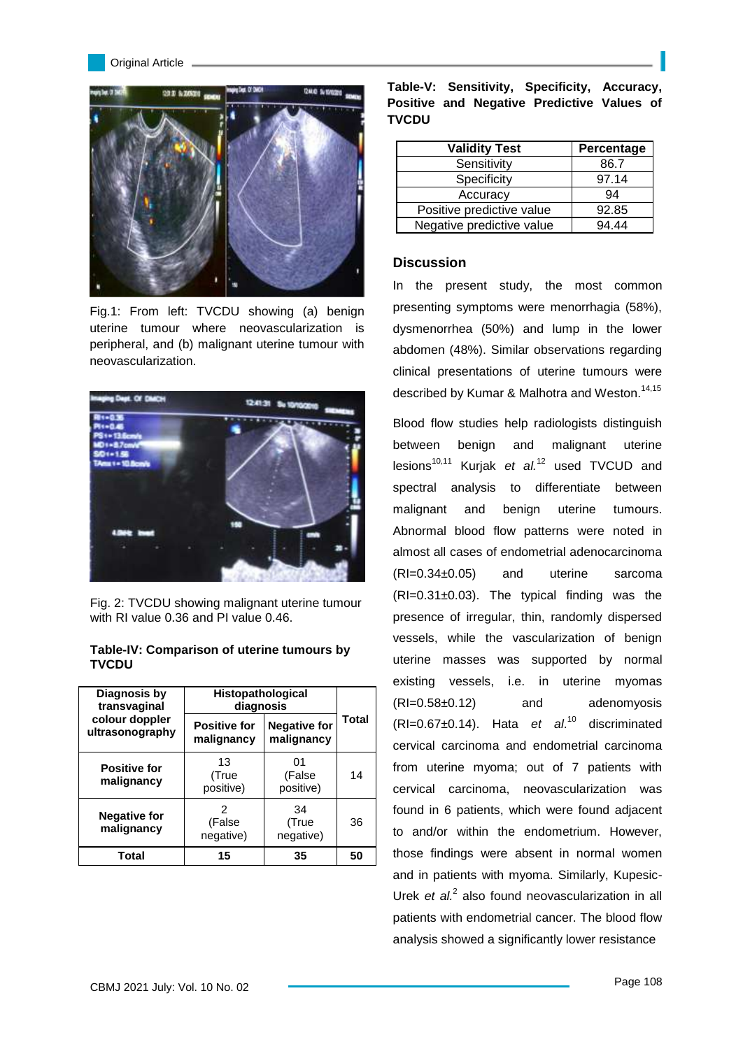Fig.1: From left: TVCDU showing (a) benign uterine tumour where neovascularization is peripheral, and (b) malignant uterine tumour with neovascularization.

Fig. 2: TVCDU showing malignant uterine tumour with RI value 0.36 and PI value 0.46.

**Table-IV: Comparison of uterine tumours by TVCDU**

| Diagnosis by transvaginal colour doppler ultrasonography | Histopathological diagnosis | | Total |
|---|---|---|---|
| | Positive for malignancy | Negative for malignancy | |
| **Positive for malignancy** | 13 (True positive) | 01 (False positive) | 14 |
| **Negative for malignancy** | 2 (False negative) | 34 (True negative) | 36 |
| **Total** | **15** | **35** | **50** |

**Table-V: Sensitivity, Specificity, Accuracy, Positive and Negative Predictive Values of TVCDU**

| Validity Test | Percentage |
|---|---|
| Sensitivity | 86.7 |
| Specificity | 97.14 |
| Accuracy | 94 |
| Positive predictive value | 92.85 |
| Negative predictive value | 94.44 |

## Discussion

In the present study, the most common presenting symptoms were menorrhagia (58%), dysmenorrhea (50%) and lump in the lower abdomen (48%). Similar observations regarding clinical presentations of uterine tumours were described by Kumar & Malhotra and Weston.[14,15]

Blood flow studies help radiologists distinguish between benign and malignant uterine lesions[10,11] Kurjak *et al.*[12] used TVCUD and spectral analysis to differentiate between malignant and benign uterine tumours. Abnormal blood flow patterns were noted in almost all cases of endometrial adenocarcinoma (RI=0.34±0.05) and uterine sarcoma (RI=0.31±0.03). The typical finding was the presence of irregular, thin, randomly dispersed vessels, while the vascularization of benign uterine masses was supported by normal existing vessels, i.e. in uterine myomas (RI=0.58±0.12) and adenomyosis (RI=0.67±0.14). Hata *et al.*[10] discriminated cervical carcinoma and endometrial carcinoma from uterine myoma; out of 7 patients with cervical carcinoma, neovascularization was found in 6 patients, which were found adjacent to and/or within the endometrium. However, those findings were absent in normal women and in patients with myoma. Similarly, Kupesic-Urek *et al.*[2] also found neovascularization in all patients with endometrial cancer. The blood flow analysis showed a significantly lower resistance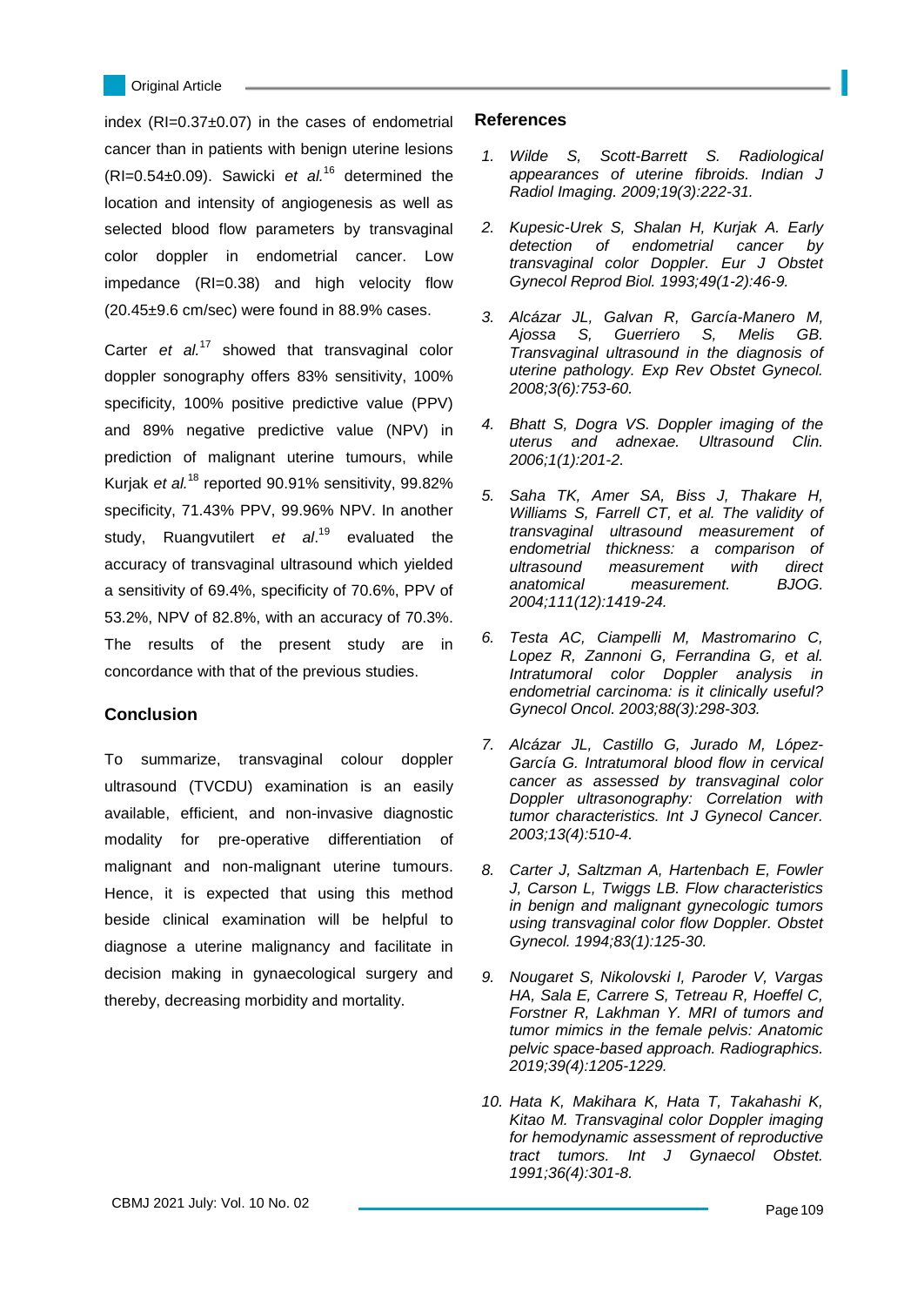index (RI=0.37±0.07) in the cases of endometrial cancer than in patients with benign uterine lesions (RI=0.54±0.09). Sawicki *et al.*[16] determined the location and intensity of angiogenesis as well as selected blood flow parameters by transvaginal color doppler in endometrial cancer. Low impedance (RI=0.38) and high velocity flow (20.45±9.6 cm/sec) were found in 88.9% cases.

Carter *et al.*[17] showed that transvaginal color doppler sonography offers 83% sensitivity, 100% specificity, 100% positive predictive value (PPV) and 89% negative predictive value (NPV) in prediction of malignant uterine tumours, while Kurjak *et al.*[18] reported 90.91% sensitivity, 99.82% specificity, 71.43% PPV, 99.96% NPV. In another study, Ruangvutilert *et al*.[19] evaluated the accuracy of transvaginal ultrasound which yielded a sensitivity of 69.4%, specificity of 70.6%, PPV of 53.2%, NPV of 82.8%, with an accuracy of 70.3%. The results of the present study are in concordance with that of the previous studies.

## Conclusion

To summarize, transvaginal colour doppler ultrasound (TVCDU) examination is an easily available, efficient, and non-invasive diagnostic modality for pre-operative differentiation of malignant and non-malignant uterine tumours. Hence, it is expected that using this method beside clinical examination will be helpful to diagnose a uterine malignancy and facilitate in decision making in gynaecological surgery and thereby, decreasing morbidity and mortality.

## References

1. *Wilde S, Scott-Barrett S. Radiological appearances of uterine fibroids. Indian J Radiol Imaging. 2009;19(3):222-31.*
2. *Kupesic-Urek S, Shalan H, Kurjak A. Early detection of endometrial cancer by transvaginal color Doppler. Eur J Obstet Gynecol Reprod Biol. 1993;49(1-2):46-9.*
3. *Alcázar JL, Galvan R, García-Manero M, Ajossa S, Guerriero S, Melis GB. Transvaginal ultrasound in the diagnosis of uterine pathology. Exp Rev Obstet Gynecol. 2008;3(6):753-60.*
4. *Bhatt S, Dogra VS. Doppler imaging of the uterus and adnexae. Ultrasound Clin. 2006;1(1):201-2.*
5. *Saha TK, Amer SA, Biss J, Thakare H, Williams S, Farrell CT, et al. The validity of transvaginal ultrasound measurement of endometrial thickness: a comparison of ultrasound measurement with direct anatomical measurement. BJOG. 2004;111(12):1419-24.*
6. *Testa AC, Ciampelli M, Mastromarino C, Lopez R, Zannoni G, Ferrandina G, et al. Intratumoral color Doppler analysis in endometrial carcinoma: is it clinically useful? Gynecol Oncol. 2003;88(3):298-303.*
7. *Alcázar JL, Castillo G, Jurado M, López-García G. Intratumoral blood flow in cervical cancer as assessed by transvaginal color Doppler ultrasonography: Correlation with tumor characteristics. Int J Gynecol Cancer. 2003;13(4):510-4.*
8. *Carter J, Saltzman A, Hartenbach E, Fowler J, Carson L, Twiggs LB. Flow characteristics in benign and malignant gynecologic tumors using transvaginal color flow Doppler. Obstet Gynecol. 1994;83(1):125-30.*
9. *Nougaret S, Nikolovski I, Paroder V, Vargas HA, Sala E, Carrere S, Tetreau R, Hoeffel C, Forstner R, Lakhman Y. MRI of tumors and tumor mimics in the female pelvis: Anatomic pelvic space-based approach. Radiographics. 2019;39(4):1205-1229.*
10. *Hata K, Makihara K, Hata T, Takahashi K, Kitao M. Transvaginal color Doppler imaging for hemodynamic assessment of reproductive tract tumors. Int J Gynaecol Obstet. 1991;36(4):301-8.*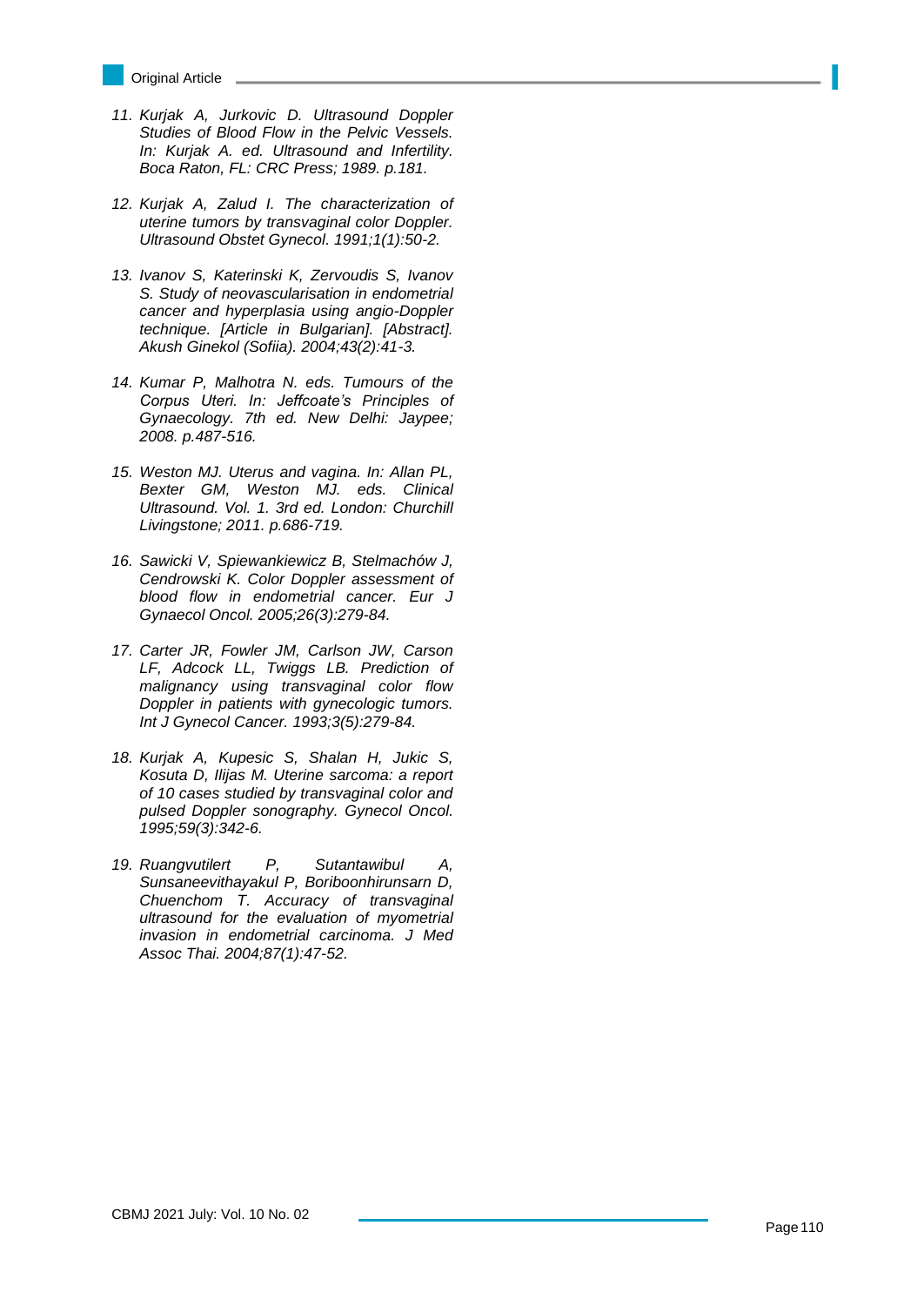11. *Kurjak A, Jurkovic D. Ultrasound Doppler Studies of Blood Flow in the Pelvic Vessels. In: Kurjak A. ed. Ultrasound and Infertility. Boca Raton, FL: CRC Press; 1989. p.181.*

12. *Kurjak A, Zalud I. The characterization of uterine tumors by transvaginal color Doppler. Ultrasound Obstet Gynecol. 1991;1(1):50-2.*

13. *Ivanov S, Katerinski K, Zervoudis S, Ivanov S. Study of neovascularisation in endometrial cancer and hyperplasia using angio-Doppler technique. [Article in Bulgarian]. [Abstract]. Akush Ginekol (Sofiia). 2004;43(2):41-3.*

14. *Kumar P, Malhotra N. eds. Tumours of the Corpus Uteri. In: Jeffcoate's Principles of Gynaecology. 7th ed. New Delhi: Jaypee; 2008. p.487-516.*

15. *Weston MJ. Uterus and vagina. In: Allan PL, Bexter GM, Weston MJ. eds. Clinical Ultrasound. Vol. 1. 3rd ed. London: Churchill Livingstone; 2011. p.686-719.*

16. *Sawicki V, Spiewankiewicz B, Stelmachów J, Cendrowski K. Color Doppler assessment of blood flow in endometrial cancer. Eur J Gynaecol Oncol. 2005;26(3):279-84.*

17. *Carter JR, Fowler JM, Carlson JW, Carson LF, Adcock LL, Twiggs LB. Prediction of malignancy using transvaginal color flow Doppler in patients with gynecologic tumors. Int J Gynecol Cancer. 1993;3(5):279-84.*

18. *Kurjak A, Kupesic S, Shalan H, Jukic S, Kosuta D, Ilijas M. Uterine sarcoma: a report of 10 cases studied by transvaginal color and pulsed Doppler sonography. Gynecol Oncol. 1995;59(3):342-6.*

19. *Ruangvutilert P, Sutantawibul A, Sunsaneevithayakul P, Boriboonhirunsarn D, Chuenchom T. Accuracy of transvaginal ultrasound for the evaluation of myometrial invasion in endometrial carcinoma. J Med Assoc Thai. 2004;87(1):47-52.*